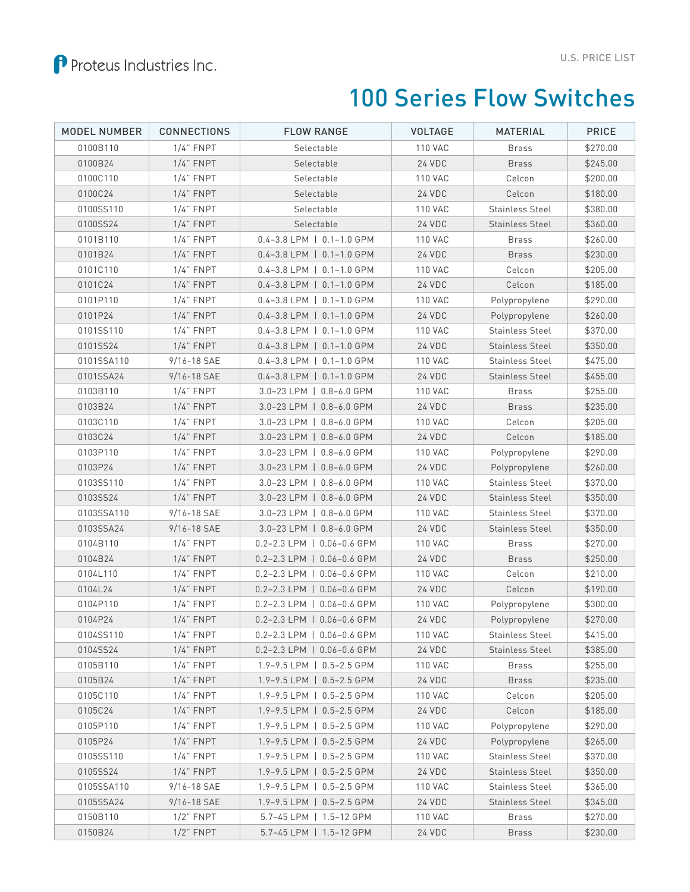Proteus Industries Inc.

U.S. PRICE LIST

# 100 Series Flow Switches

| MODEL NUMBER | CONNECTIONS | FLOW RANGE | VOLTAGE | MATERIAL | PRICE |
|---|---|---|---|---|---|
| 0100B110 | 1/4" FNPT | Selectable | 110 VAC | Brass | $270.00 |
| 0100B24 | 1/4" FNPT | Selectable | 24 VDC | Brass | $245.00 |
| 0100C110 | 1/4" FNPT | Selectable | 110 VAC | Celcon | $200.00 |
| 0100C24 | 1/4" FNPT | Selectable | 24 VDC | Celcon | $180.00 |
| 0100SS110 | 1/4" FNPT | Selectable | 110 VAC | Stainless Steel | $380.00 |
| 0100SS24 | 1/4" FNPT | Selectable | 24 VDC | Stainless Steel | $360.00 |
| 0101B110 | 1/4" FNPT | 0.4–3.8 LPM \| 0.1–1.0 GPM | 110 VAC | Brass | $260.00 |
| 0101B24 | 1/4" FNPT | 0.4–3.8 LPM \| 0.1–1.0 GPM | 24 VDC | Brass | $230.00 |
| 0101C110 | 1/4" FNPT | 0.4–3.8 LPM \| 0.1–1.0 GPM | 110 VAC | Celcon | $205.00 |
| 0101C24 | 1/4" FNPT | 0.4–3.8 LPM \| 0.1–1.0 GPM | 24 VDC | Celcon | $185.00 |
| 0101P110 | 1/4" FNPT | 0.4–3.8 LPM \| 0.1–1.0 GPM | 110 VAC | Polypropylene | $290.00 |
| 0101P24 | 1/4" FNPT | 0.4–3.8 LPM \| 0.1–1.0 GPM | 24 VDC | Polypropylene | $260.00 |
| 0101SS110 | 1/4" FNPT | 0.4–3.8 LPM \| 0.1–1.0 GPM | 110 VAC | Stainless Steel | $370.00 |
| 0101SS24 | 1/4" FNPT | 0.4–3.8 LPM \| 0.1–1.0 GPM | 24 VDC | Stainless Steel | $350.00 |
| 0101SSA110 | 9/16-18 SAE | 0.4–3.8 LPM \| 0.1–1.0 GPM | 110 VAC | Stainless Steel | $475.00 |
| 0101SSA24 | 9/16-18 SAE | 0.4–3.8 LPM \| 0.1–1.0 GPM | 24 VDC | Stainless Steel | $455.00 |
| 0103B110 | 1/4" FNPT | 3.0–23 LPM \| 0.8–6.0 GPM | 110 VAC | Brass | $255.00 |
| 0103B24 | 1/4" FNPT | 3.0–23 LPM \| 0.8–6.0 GPM | 24 VDC | Brass | $235.00 |
| 0103C110 | 1/4" FNPT | 3.0–23 LPM \| 0.8–6.0 GPM | 110 VAC | Celcon | $205.00 |
| 0103C24 | 1/4" FNPT | 3.0–23 LPM \| 0.8–6.0 GPM | 24 VDC | Celcon | $185.00 |
| 0103P110 | 1/4" FNPT | 3.0–23 LPM \| 0.8–6.0 GPM | 110 VAC | Polypropylene | $290.00 |
| 0103P24 | 1/4" FNPT | 3.0–23 LPM \| 0.8–6.0 GPM | 24 VDC | Polypropylene | $260.00 |
| 0103SS110 | 1/4" FNPT | 3.0–23 LPM \| 0.8–6.0 GPM | 110 VAC | Stainless Steel | $370.00 |
| 0103SS24 | 1/4" FNPT | 3.0–23 LPM \| 0.8–6.0 GPM | 24 VDC | Stainless Steel | $350.00 |
| 0103SSA110 | 9/16-18 SAE | 3.0–23 LPM \| 0.8–6.0 GPM | 110 VAC | Stainless Steel | $370.00 |
| 0103SSA24 | 9/16-18 SAE | 3.0–23 LPM \| 0.8–6.0 GPM | 24 VDC | Stainless Steel | $350.00 |
| 0104B110 | 1/4" FNPT | 0.2–2.3 LPM \| 0.06–0.6 GPM | 110 VAC | Brass | $270.00 |
| 0104B24 | 1/4" FNPT | 0.2–2.3 LPM \| 0.06–0.6 GPM | 24 VDC | Brass | $250.00 |
| 0104L110 | 1/4" FNPT | 0.2–2.3 LPM \| 0.06–0.6 GPM | 110 VAC | Celcon | $210.00 |
| 0104L24 | 1/4" FNPT | 0.2–2.3 LPM \| 0.06–0.6 GPM | 24 VDC | Celcon | $190.00 |
| 0104P110 | 1/4" FNPT | 0.2–2.3 LPM \| 0.06–0.6 GPM | 110 VAC | Polypropylene | $300.00 |
| 0104P24 | 1/4" FNPT | 0.2–2.3 LPM \| 0.06–0.6 GPM | 24 VDC | Polypropylene | $270.00 |
| 0104SS110 | 1/4" FNPT | 0.2–2.3 LPM \| 0.06–0.6 GPM | 110 VAC | Stainless Steel | $415.00 |
| 0104SS24 | 1/4" FNPT | 0.2–2.3 LPM \| 0.06–0.6 GPM | 24 VDC | Stainless Steel | $385.00 |
| 0105B110 | 1/4" FNPT | 1.9–9.5 LPM \| 0.5–2.5 GPM | 110 VAC | Brass | $255.00 |
| 0105B24 | 1/4" FNPT | 1.9–9.5 LPM \| 0.5–2.5 GPM | 24 VDC | Brass | $235.00 |
| 0105C110 | 1/4" FNPT | 1.9–9.5 LPM \| 0.5–2.5 GPM | 110 VAC | Celcon | $205.00 |
| 0105C24 | 1/4" FNPT | 1.9–9.5 LPM \| 0.5–2.5 GPM | 24 VDC | Celcon | $185.00 |
| 0105P110 | 1/4" FNPT | 1.9–9.5 LPM \| 0.5–2.5 GPM | 110 VAC | Polypropylene | $290.00 |
| 0105P24 | 1/4" FNPT | 1.9–9.5 LPM \| 0.5–2.5 GPM | 24 VDC | Polypropylene | $265.00 |
| 0105SS110 | 1/4" FNPT | 1.9–9.5 LPM \| 0.5–2.5 GPM | 110 VAC | Stainless Steel | $370.00 |
| 0105SS24 | 1/4" FNPT | 1.9–9.5 LPM \| 0.5–2.5 GPM | 24 VDC | Stainless Steel | $350.00 |
| 0105SSA110 | 9/16-18 SAE | 1.9–9.5 LPM \| 0.5–2.5 GPM | 110 VAC | Stainless Steel | $365.00 |
| 0105SSA24 | 9/16-18 SAE | 1.9–9.5 LPM \| 0.5–2.5 GPM | 24 VDC | Stainless Steel | $345.00 |
| 0150B110 | 1/2" FNPT | 5.7–45 LPM \| 1.5–12 GPM | 110 VAC | Brass | $270.00 |
| 0150B24 | 1/2" FNPT | 5.7–45 LPM \| 1.5–12 GPM | 24 VDC | Brass | $230.00 |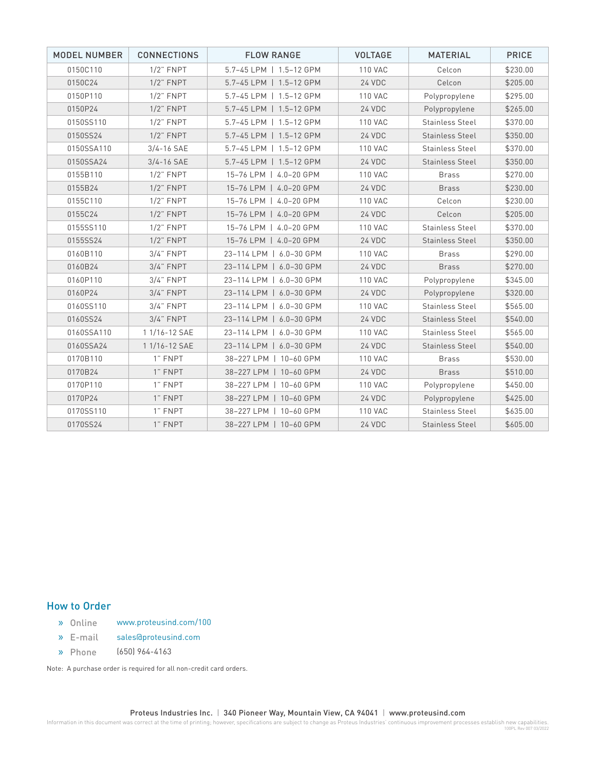| MODEL NUMBER | CONNECTIONS | FLOW RANGE | VOLTAGE | MATERIAL | PRICE |
|---|---|---|---|---|---|
| 0150C110 | 1/2" FNPT | 5.7–45 LPM \| 1.5–12 GPM | 110 VAC | Celcon | $230.00 |
| 0150C24 | 1/2" FNPT | 5.7–45 LPM \| 1.5–12 GPM | 24 VDC | Celcon | $205.00 |
| 0150P110 | 1/2" FNPT | 5.7–45 LPM \| 1.5–12 GPM | 110 VAC | Polypropylene | $295.00 |
| 0150P24 | 1/2" FNPT | 5.7–45 LPM \| 1.5–12 GPM | 24 VDC | Polypropylene | $265.00 |
| 0150SS110 | 1/2" FNPT | 5.7–45 LPM \| 1.5–12 GPM | 110 VAC | Stainless Steel | $370.00 |
| 0150SS24 | 1/2" FNPT | 5.7–45 LPM \| 1.5–12 GPM | 24 VDC | Stainless Steel | $350.00 |
| 0150SSA110 | 3/4-16 SAE | 5.7–45 LPM \| 1.5–12 GPM | 110 VAC | Stainless Steel | $370.00 |
| 0150SSA24 | 3/4-16 SAE | 5.7–45 LPM \| 1.5–12 GPM | 24 VDC | Stainless Steel | $350.00 |
| 0155B110 | 1/2" FNPT | 15–76 LPM \| 4.0–20 GPM | 110 VAC | Brass | $270.00 |
| 0155B24 | 1/2" FNPT | 15–76 LPM \| 4.0–20 GPM | 24 VDC | Brass | $230.00 |
| 0155C110 | 1/2" FNPT | 15–76 LPM \| 4.0–20 GPM | 110 VAC | Celcon | $230.00 |
| 0155C24 | 1/2" FNPT | 15–76 LPM \| 4.0–20 GPM | 24 VDC | Celcon | $205.00 |
| 0155SS110 | 1/2" FNPT | 15–76 LPM \| 4.0–20 GPM | 110 VAC | Stainless Steel | $370.00 |
| 0155SS24 | 1/2" FNPT | 15–76 LPM \| 4.0–20 GPM | 24 VDC | Stainless Steel | $350.00 |
| 0160B110 | 3/4" FNPT | 23–114 LPM \| 6.0–30 GPM | 110 VAC | Brass | $290.00 |
| 0160B24 | 3/4" FNPT | 23–114 LPM \| 6.0–30 GPM | 24 VDC | Brass | $270.00 |
| 0160P110 | 3/4" FNPT | 23–114 LPM \| 6.0–30 GPM | 110 VAC | Polypropylene | $345.00 |
| 0160P24 | 3/4" FNPT | 23–114 LPM \| 6.0–30 GPM | 24 VDC | Polypropylene | $320.00 |
| 0160SS110 | 3/4" FNPT | 23–114 LPM \| 6.0–30 GPM | 110 VAC | Stainless Steel | $565.00 |
| 0160SS24 | 3/4" FNPT | 23–114 LPM \| 6.0–30 GPM | 24 VDC | Stainless Steel | $540.00 |
| 0160SSA110 | 1 1/16-12 SAE | 23–114 LPM \| 6.0–30 GPM | 110 VAC | Stainless Steel | $565.00 |
| 0160SSA24 | 1 1/16-12 SAE | 23–114 LPM \| 6.0–30 GPM | 24 VDC | Stainless Steel | $540.00 |
| 0170B110 | 1" FNPT | 38–227 LPM \| 10–60 GPM | 110 VAC | Brass | $530.00 |
| 0170B24 | 1" FNPT | 38–227 LPM \| 10–60 GPM | 24 VDC | Brass | $510.00 |
| 0170P110 | 1" FNPT | 38–227 LPM \| 10–60 GPM | 110 VAC | Polypropylene | $450.00 |
| 0170P24 | 1" FNPT | 38–227 LPM \| 10–60 GPM | 24 VDC | Polypropylene | $425.00 |
| 0170SS110 | 1" FNPT | 38–227 LPM \| 10–60 GPM | 110 VAC | Stainless Steel | $635.00 |
| 0170SS24 | 1" FNPT | 38–227 LPM \| 10–60 GPM | 24 VDC | Stainless Steel | $605.00 |

## How to Order

- » Online www.proteusind.com/100
- » E-mail sales@proteusind.com
- » Phone (650) 964-4163

Note: A purchase order is required for all non-credit card orders.

Proteus Industries Inc. | 340 Pioneer Way, Mountain View, CA 94041 | www.proteusind.com

Information in this document was correct at the time of printing; however, specifications are subject to change as Proteus Industries' continuous improvement processes establish new capabilities.
100PL Rev 007 03/2022